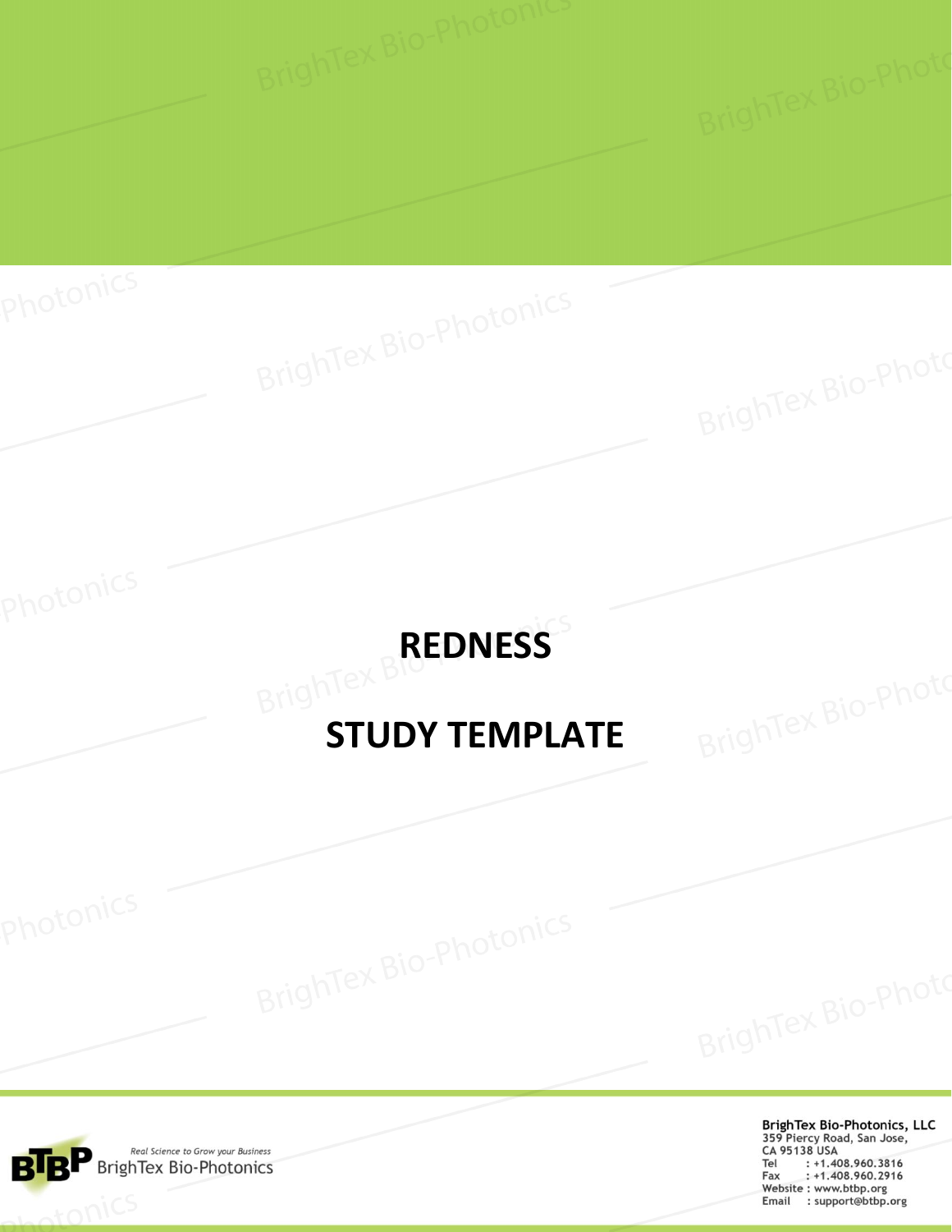# REDNESS

# STUDY TEMPLATE

*Real Science to Grow your Business*

BrighTex Bio-Photonics

**BrighTex Bio-Photonics, LLC**
359 Piercy Road, San Jose,
CA 95138 USA
Tel : +1.408.960.3816
Fax : +1.408.960.2916
Website : www.btbp.org
Email : support@btbp.org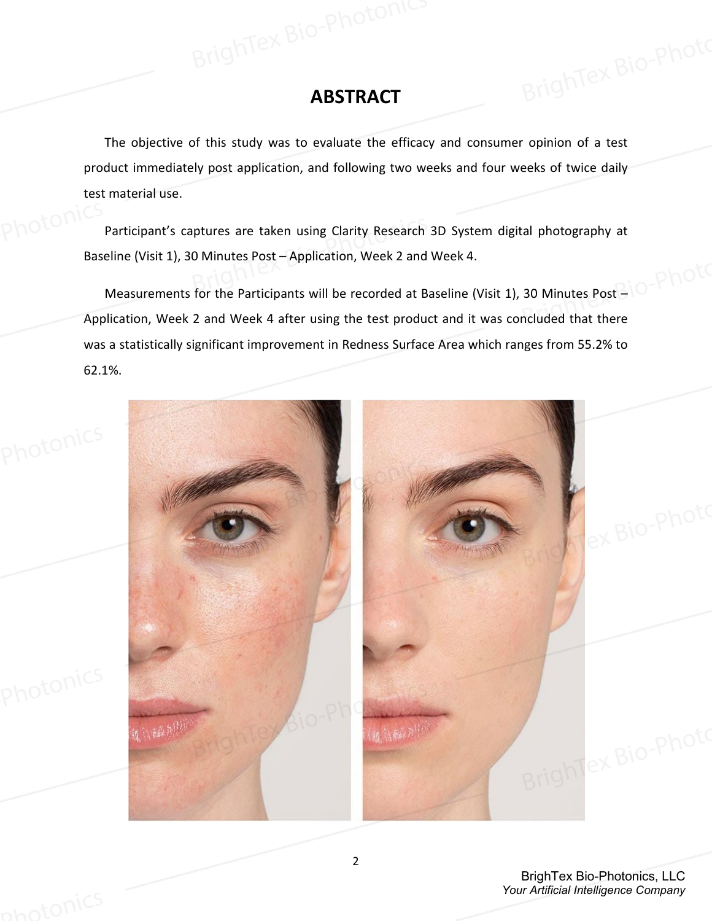# ABSTRACT

The objective of this study was to evaluate the efficacy and consumer opinion of a test product immediately post application, and following two weeks and four weeks of twice daily test material use.

Participant's captures are taken using Clarity Research 3D System digital photography at Baseline (Visit 1), 30 Minutes Post – Application, Week 2 and Week 4.

Measurements for the Participants will be recorded at Baseline (Visit 1), 30 Minutes Post – Application, Week 2 and Week 4 after using the test product and it was concluded that there was a statistically significant improvement in Redness Surface Area which ranges from 55.2% to 62.1%.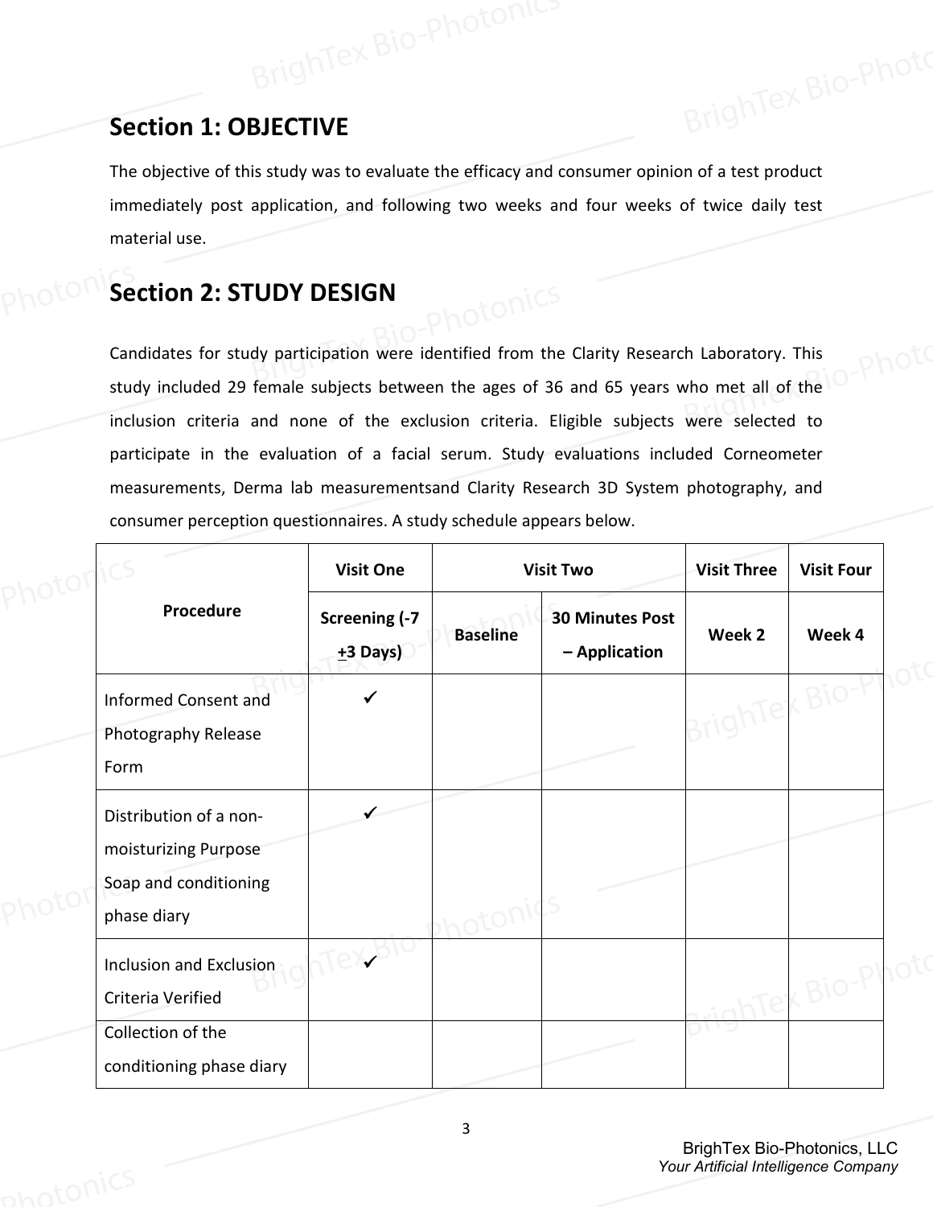## Section 1: OBJECTIVE

The objective of this study was to evaluate the efficacy and consumer opinion of a test product immediately post application, and following two weeks and four weeks of twice daily test material use.

## Section 2: STUDY DESIGN

Candidates for study participation were identified from the Clarity Research Laboratory. This study included 29 female subjects between the ages of 36 and 65 years who met all of the inclusion criteria and none of the exclusion criteria. Eligible subjects were selected to participate in the evaluation of a facial serum. Study evaluations included Corneometer measurements, Derma lab measurementsand Clarity Research 3D System photography, and consumer perception questionnaires. A study schedule appears below.

| Procedure | Visit One | Visit Two | | Visit Three | Visit Four |
|---|---|---|---|---|---|
| | Screening (-7 ±3 Days) | Baseline | 30 Minutes Post – Application | Week 2 | Week 4 |
| Informed Consent and Photography Release Form | ✓ | | | | |
| Distribution of a non-moisturizing Purpose Soap and conditioning phase diary | ✓ | | | | |
| Inclusion and Exclusion Criteria Verified | ✓ | | | | |
| Collection of the conditioning phase diary | | | | | |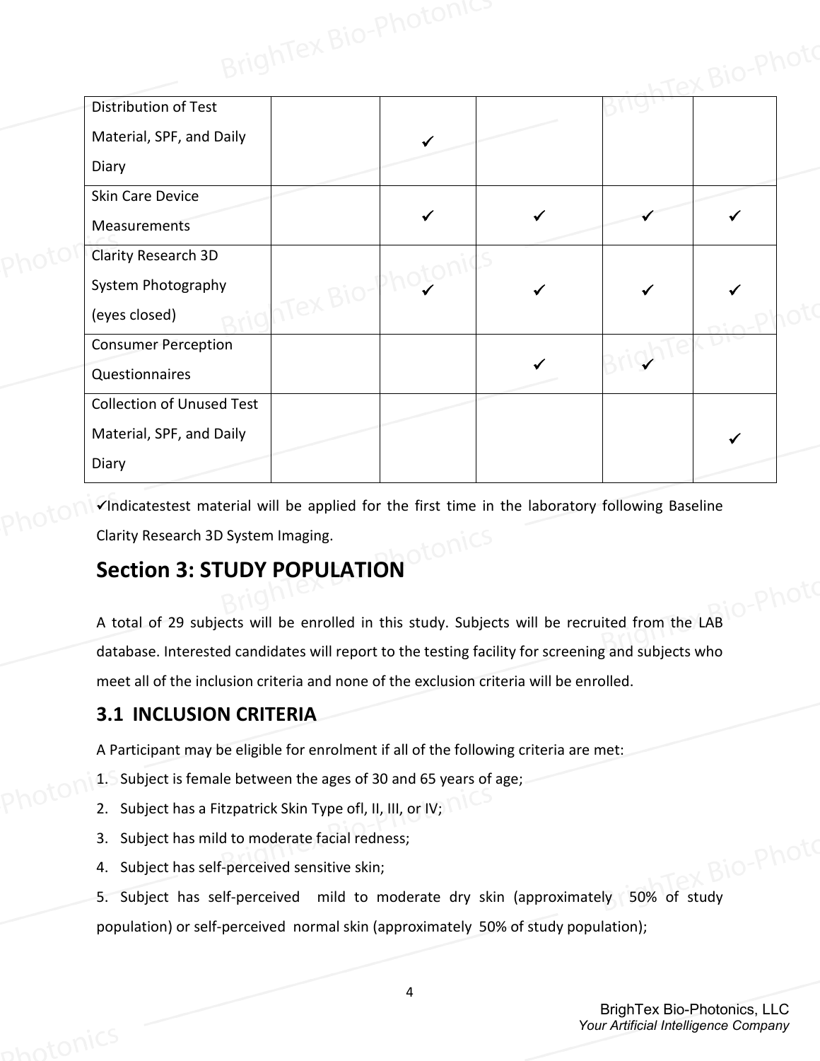| | | | | | |
|---|---|---|---|---|---|
| Distribution of Test Material, SPF, and Daily Diary | | ✓ | | | |
| Skin Care Device Measurements | | ✓ | ✓ | ✓ | ✓ |
| Clarity Research 3D System Photography (eyes closed) | | ✓ | ✓ | ✓ | ✓ |
| Consumer Perception Questionnaires | | | ✓ | ✓ | |
| Collection of Unused Test Material, SPF, and Daily Diary | | | | | ✓ |

✓Indicatestest material will be applied for the first time in the laboratory following Baseline Clarity Research 3D System Imaging.

## Section 3: STUDY POPULATION

A total of 29 subjects will be enrolled in this study. Subjects will be recruited from the LAB database. Interested candidates will report to the testing facility for screening and subjects who meet all of the inclusion criteria and none of the exclusion criteria will be enrolled.

### 3.1 INCLUSION CRITERIA

A Participant may be eligible for enrolment if all of the following criteria are met:

1. Subject is female between the ages of 30 and 65 years of age;
2. Subject has a Fitzpatrick Skin Type ofl, II, III, or IV;
3. Subject has mild to moderate facial redness;
4. Subject has self-perceived sensitive skin;
5. Subject has self-perceived mild to moderate dry skin (approximately 50% of study population) or self-perceived normal skin (approximately 50% of study population);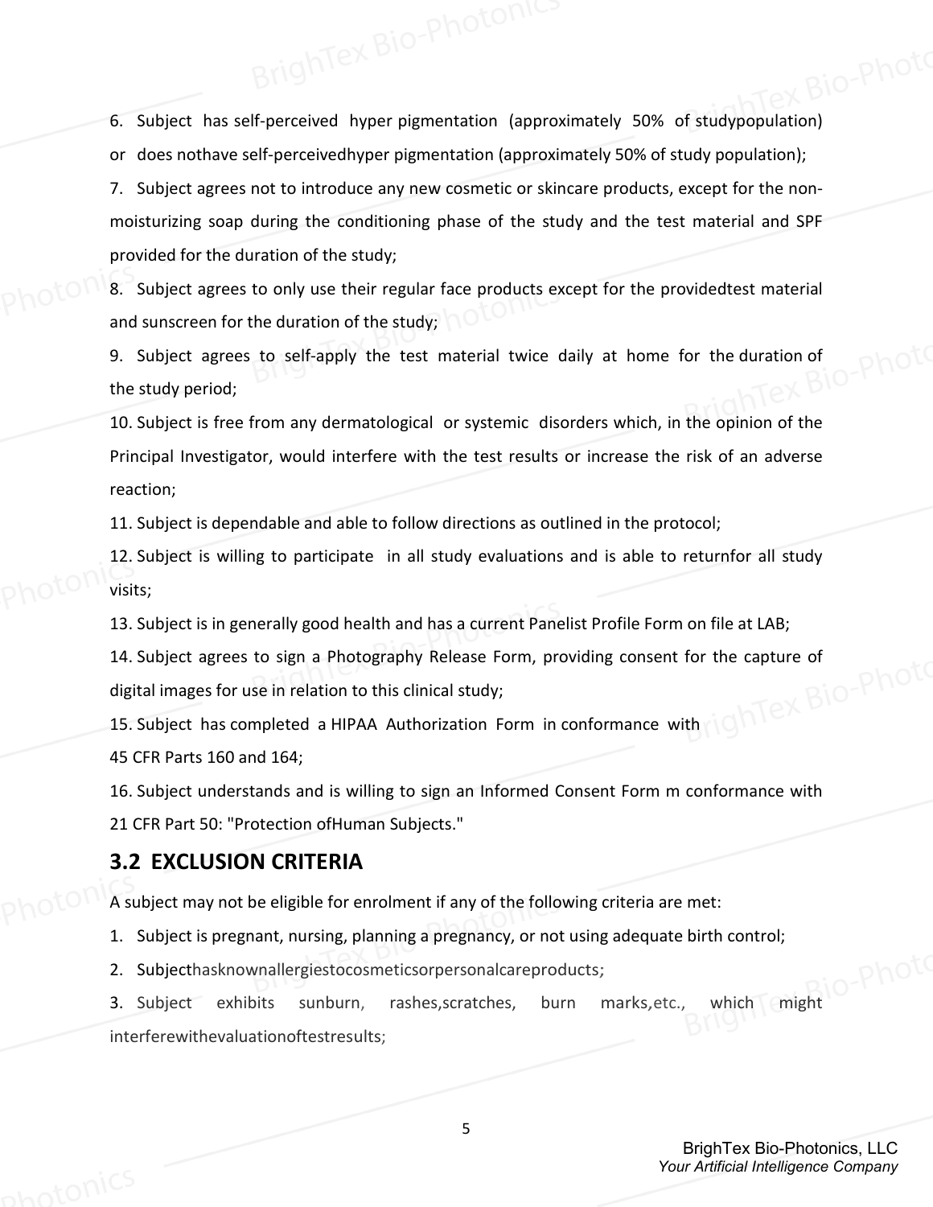6. Subject has self-perceived hyper pigmentation (approximately 50% of studypopulation) or does nothave self-perceivedhyper pigmentation (approximately 50% of study population);

7. Subject agrees not to introduce any new cosmetic or skincare products, except for the non-moisturizing soap during the conditioning phase of the study and the test material and SPF provided for the duration of the study;

8. Subject agrees to only use their regular face products except for the providedtest material and sunscreen for the duration of the study;

9. Subject agrees to self-apply the test material twice daily at home for the duration of the study period;

10. Subject is free from any dermatological or systemic disorders which, in the opinion of the Principal Investigator, would interfere with the test results or increase the risk of an adverse reaction;

11. Subject is dependable and able to follow directions as outlined in the protocol;

12. Subject is willing to participate in all study evaluations and is able to returnfor all study visits;

13. Subject is in generally good health and has a current Panelist Profile Form on file at LAB;

14. Subject agrees to sign a Photography Release Form, providing consent for the capture of digital images for use in relation to this clinical study;

15. Subject has completed a HIPAA Authorization Form in conformance with 45 CFR Parts 160 and 164;

16. Subject understands and is willing to sign an Informed Consent Form m conformance with 21 CFR Part 50: "Protection ofHuman Subjects."

## 3.2 EXCLUSION CRITERIA

A subject may not be eligible for enrolment if any of the following criteria are met:

1. Subject is pregnant, nursing, planning a pregnancy, or not using adequate birth control;
2. Subjecthasknownallergiestocosmeticsorpersonalcareproducts;
3. Subject exhibits sunburn, rashes,scratches, burn marks,etc., which might interferewithevaluationoftestresults;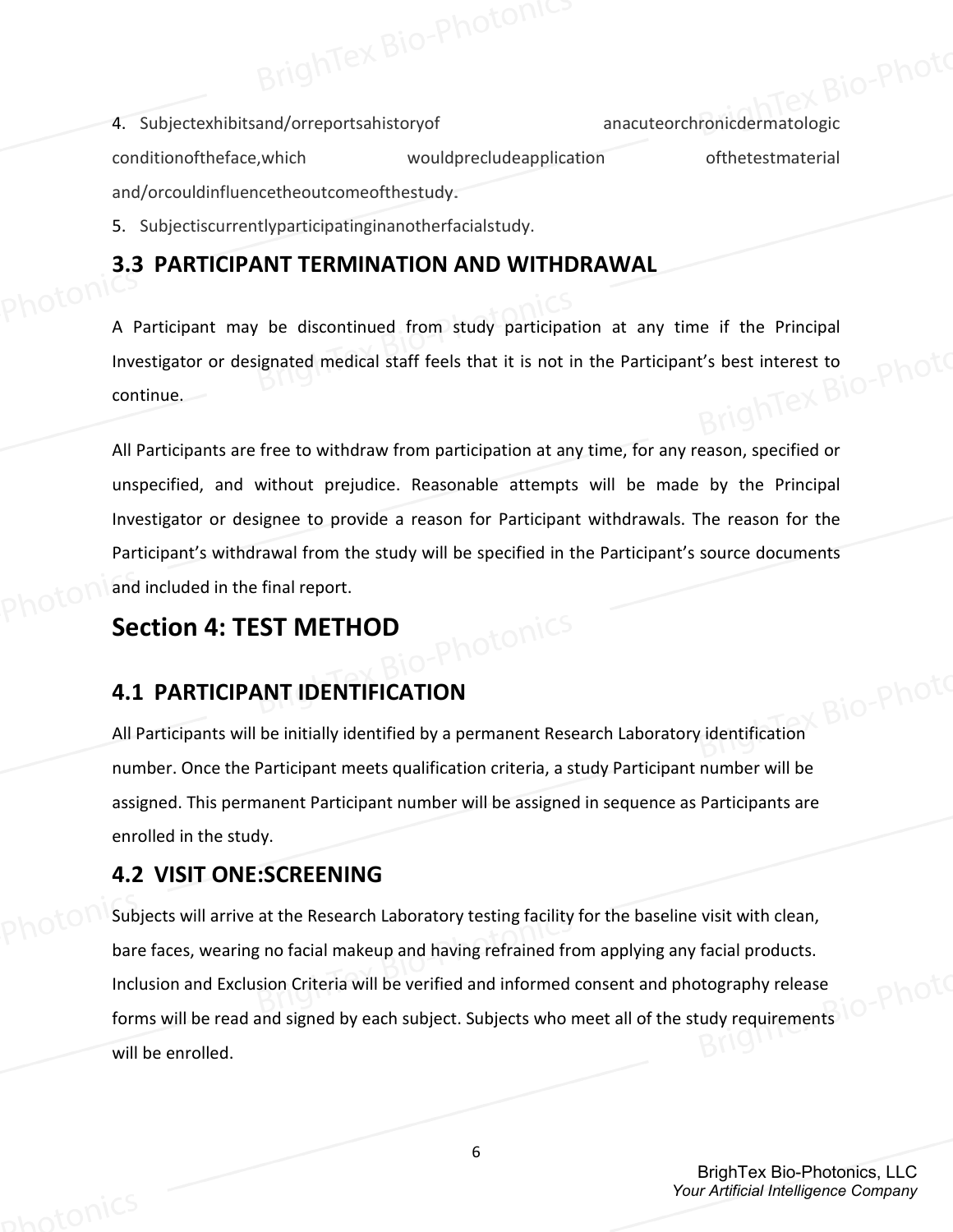4. Subjectexhibitsand/orreportsahistoryof anacuteorchronicdermatologic conditionoftheface,which wouldprecludeapplication ofthetestmaterial and/orcouldinfluencetheoutcomeofthestudy.
5. Subjectiscurrentlyparticipatinginanotherfacialstudy.

## 3.3 PARTICIPANT TERMINATION AND WITHDRAWAL

A Participant may be discontinued from study participation at any time if the Principal Investigator or designated medical staff feels that it is not in the Participant's best interest to continue.

All Participants are free to withdraw from participation at any time, for any reason, specified or unspecified, and without prejudice. Reasonable attempts will be made by the Principal Investigator or designee to provide a reason for Participant withdrawals. The reason for the Participant's withdrawal from the study will be specified in the Participant's source documents and included in the final report.

# Section 4: TEST METHOD

## 4.1 PARTICIPANT IDENTIFICATION

All Participants will be initially identified by a permanent Research Laboratory identification number. Once the Participant meets qualification criteria, a study Participant number will be assigned. This permanent Participant number will be assigned in sequence as Participants are enrolled in the study.

## 4.2 VISIT ONE:SCREENING

Subjects will arrive at the Research Laboratory testing facility for the baseline visit with clean, bare faces, wearing no facial makeup and having refrained from applying any facial products. Inclusion and Exclusion Criteria will be verified and informed consent and photography release forms will be read and signed by each subject. Subjects who meet all of the study requirements will be enrolled.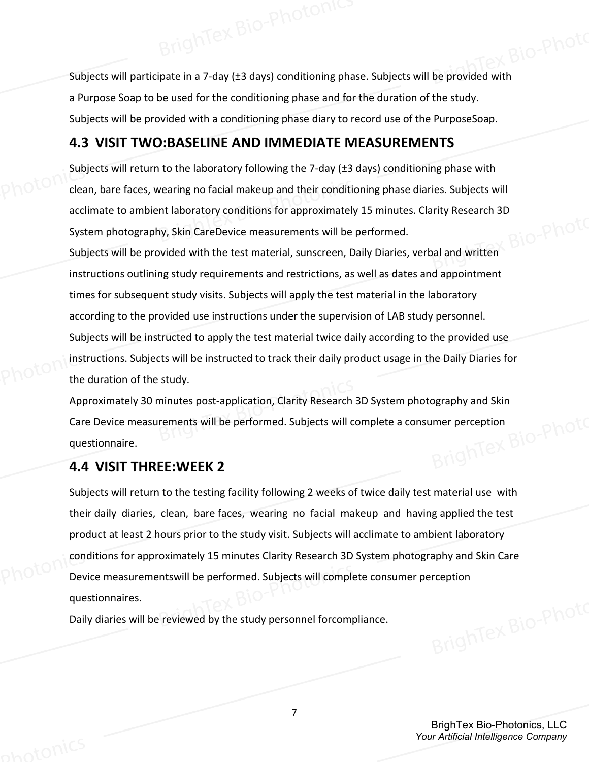Subjects will participate in a 7-day (±3 days) conditioning phase. Subjects will be provided with a Purpose Soap to be used for the conditioning phase and for the duration of the study. Subjects will be provided with a conditioning phase diary to record use of the PurposeSoap.

## 4.3 VISIT TWO:BASELINE AND IMMEDIATE MEASUREMENTS

Subjects will return to the laboratory following the 7-day (±3 days) conditioning phase with clean, bare faces, wearing no facial makeup and their conditioning phase diaries. Subjects will acclimate to ambient laboratory conditions for approximately 15 minutes. Clarity Research 3D System photography, Skin CareDevice measurements will be performed.

Subjects will be provided with the test material, sunscreen, Daily Diaries, verbal and written instructions outlining study requirements and restrictions, as well as dates and appointment times for subsequent study visits. Subjects will apply the test material in the laboratory according to the provided use instructions under the supervision of LAB study personnel. Subjects will be instructed to apply the test material twice daily according to the provided use instructions. Subjects will be instructed to track their daily product usage in the Daily Diaries for the duration of the study.

Approximately 30 minutes post-application, Clarity Research 3D System photography and Skin Care Device measurements will be performed. Subjects will complete a consumer perception questionnaire.

## 4.4 VISIT THREE:WEEK 2

Subjects will return to the testing facility following 2 weeks of twice daily test material use with their daily diaries, clean, bare faces, wearing no facial makeup and having applied the test product at least 2 hours prior to the study visit. Subjects will acclimate to ambient laboratory conditions for approximately 15 minutes Clarity Research 3D System photography and Skin Care Device measurementswill be performed. Subjects will complete consumer perception questionnaires.

Daily diaries will be reviewed by the study personnel forcompliance.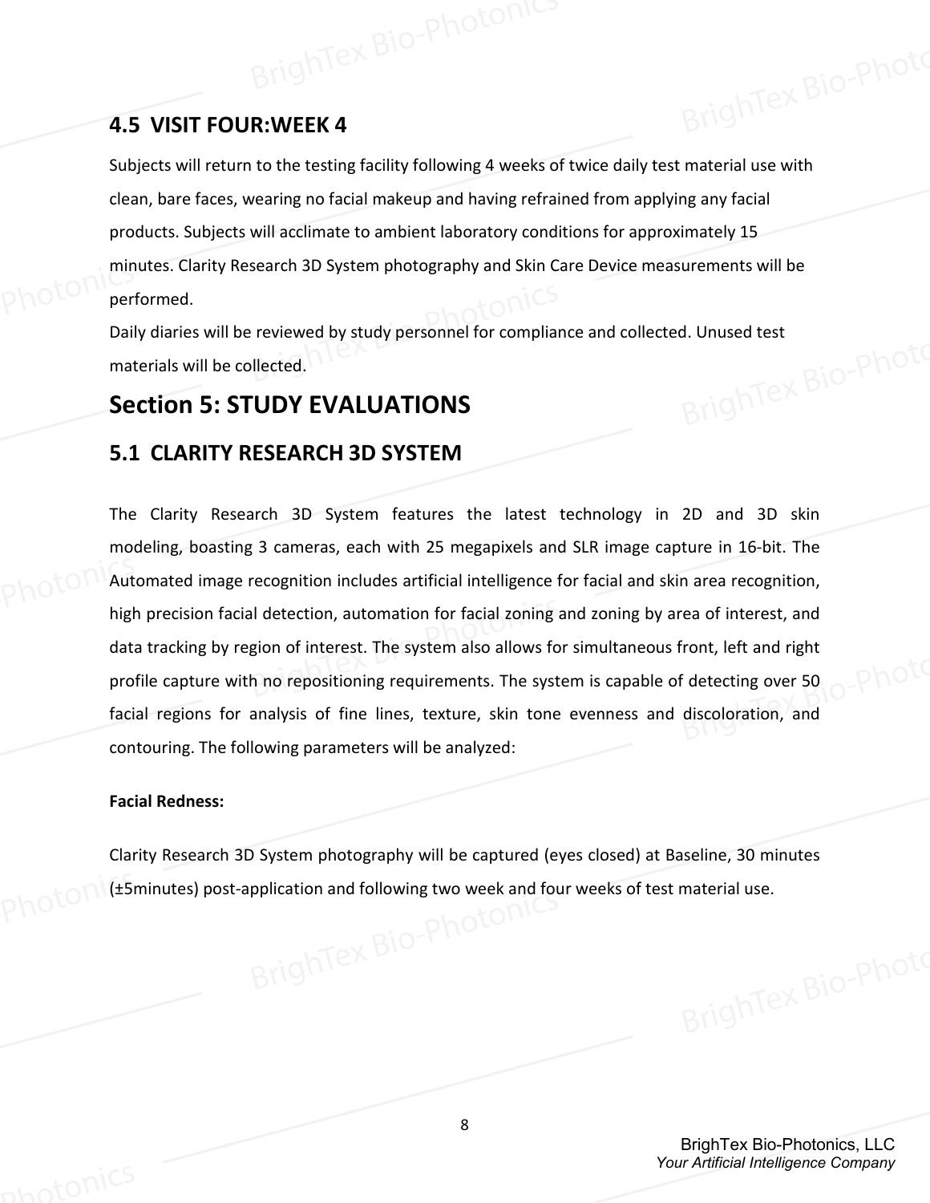## 4.5 VISIT FOUR:WEEK 4

Subjects will return to the testing facility following 4 weeks of twice daily test material use with clean, bare faces, wearing no facial makeup and having refrained from applying any facial products. Subjects will acclimate to ambient laboratory conditions for approximately 15 minutes. Clarity Research 3D System photography and Skin Care Device measurements will be performed.

Daily diaries will be reviewed by study personnel for compliance and collected. Unused test materials will be collected.

# Section 5: STUDY EVALUATIONS

## 5.1 CLARITY RESEARCH 3D SYSTEM

The Clarity Research 3D System features the latest technology in 2D and 3D skin modeling, boasting 3 cameras, each with 25 megapixels and SLR image capture in 16-bit. The Automated image recognition includes artificial intelligence for facial and skin area recognition, high precision facial detection, automation for facial zoning and zoning by area of interest, and data tracking by region of interest. The system also allows for simultaneous front, left and right profile capture with no repositioning requirements. The system is capable of detecting over 50 facial regions for analysis of fine lines, texture, skin tone evenness and discoloration, and contouring. The following parameters will be analyzed:

**Facial Redness:**

Clarity Research 3D System photography will be captured (eyes closed) at Baseline, 30 minutes (±5minutes) post-application and following two week and four weeks of test material use.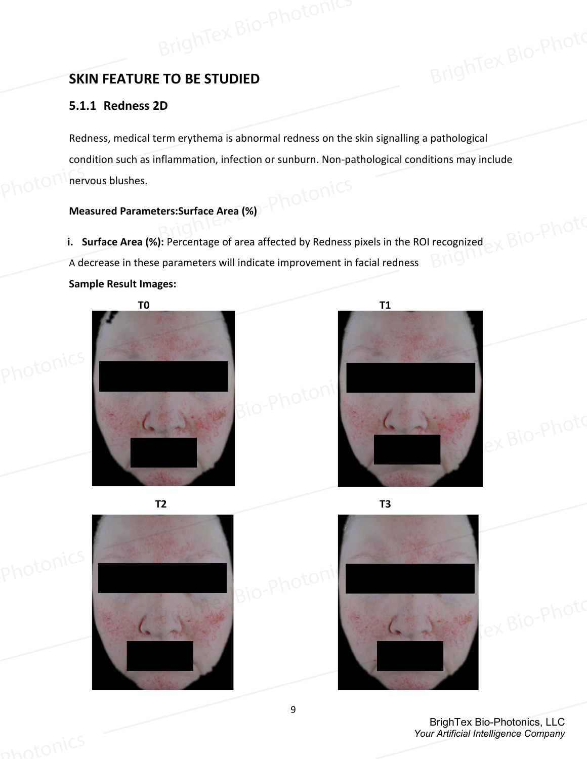## SKIN FEATURE TO BE STUDIED

### 5.1.1 Redness 2D

Redness, medical term erythema is abnormal redness on the skin signalling a pathological condition such as inflammation, infection or sunburn. Non-pathological conditions may include nervous blushes.

**Measured Parameters:Surface Area (%)**

i. **Surface Area (%):** Percentage of area affected by Redness pixels in the ROI recognized

A decrease in these parameters will indicate improvement in facial redness

**Sample Result Images:**

**T0** **T1**

**T2** **T3**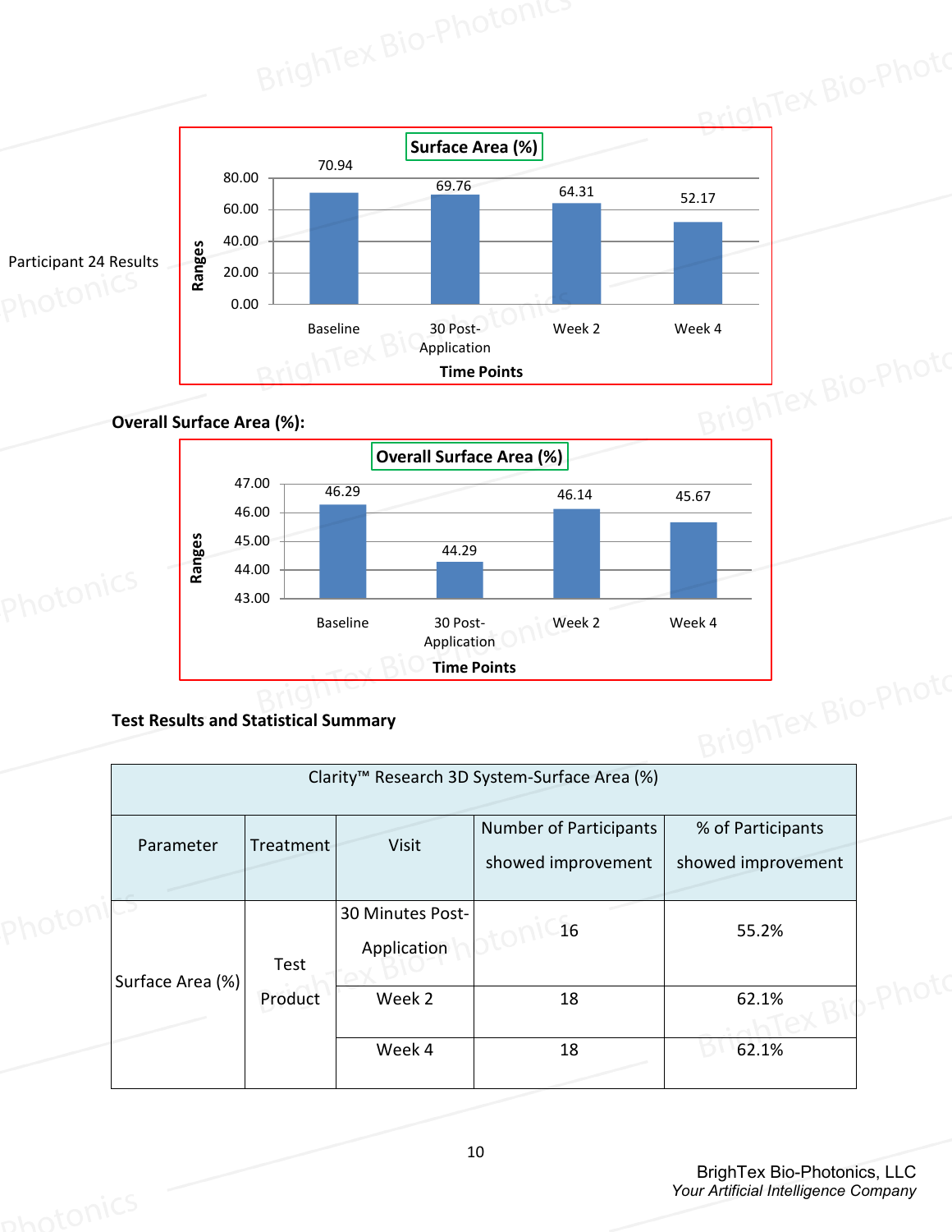Participant 24 Results

**Surface Area (%)**

| Time Points | Ranges |
|---|---|
| Baseline | 70.94 |
| 30 Post-Application | 69.76 |
| Week 2 | 64.31 |
| Week 4 | 52.17 |

**Overall Surface Area (%):**

**Overall Surface Area (%)**

| Time Points | Ranges |
|---|---|
| Baseline | 46.29 |
| 30 Post-Application | 44.29 |
| Week 2 | 46.14 |
| Week 4 | 45.67 |

**Test Results and Statistical Summary**

| Clarity™ Research 3D System-Surface Area (%) | | | | |
|---|---|---|---|---|
| Parameter | Treatment | Visit | Number of Participants showed improvement | % of Participants showed improvement |
| Surface Area (%) | Test Product | 30 Minutes Post-Application | 16 | 55.2% |
| | | Week 2 | 18 | 62.1% |
| | | Week 4 | 18 | 62.1% |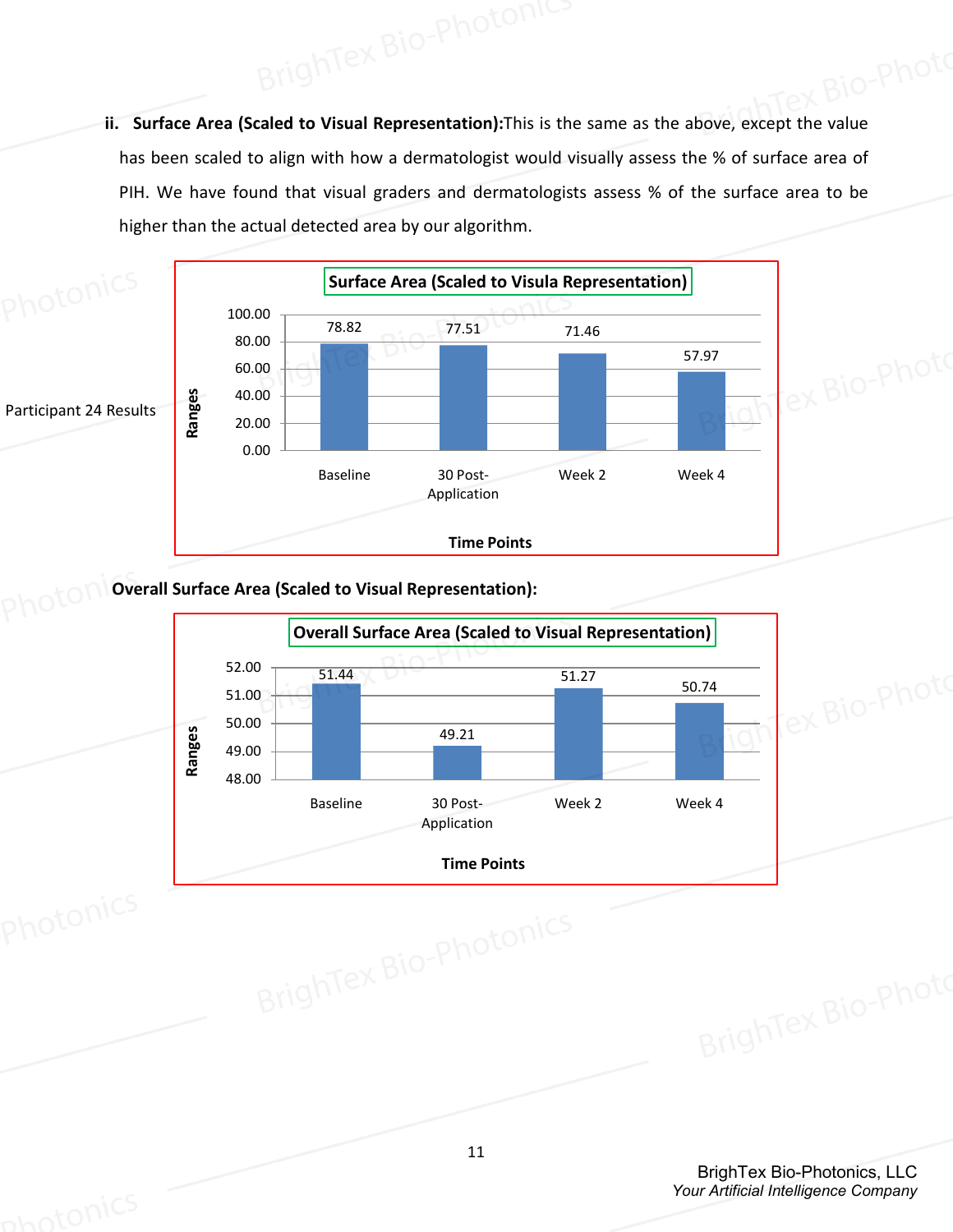ii. **Surface Area (Scaled to Visual Representation):** This is the same as the above, except the value has been scaled to align with how a dermatologist would visually assess the % of surface area of PIH. We have found that visual graders and dermatologists assess % of the surface area to be higher than the actual detected area by our algorithm.

Participant 24 Results

**Surface Area (Scaled to Visula Representation)**

| Time Points | Ranges |
|---|---|
| Baseline | 78.82 |
| 30 Post-Application | 77.51 |
| Week 2 | 71.46 |
| Week 4 | 57.97 |

**Overall Surface Area (Scaled to Visual Representation):**

**Overall Surface Area (Scaled to Visual Representation)**

| Time Points | Ranges |
|---|---|
| Baseline | 51.44 |
| 30 Post-Application | 49.21 |
| Week 2 | 51.27 |
| Week 4 | 50.74 |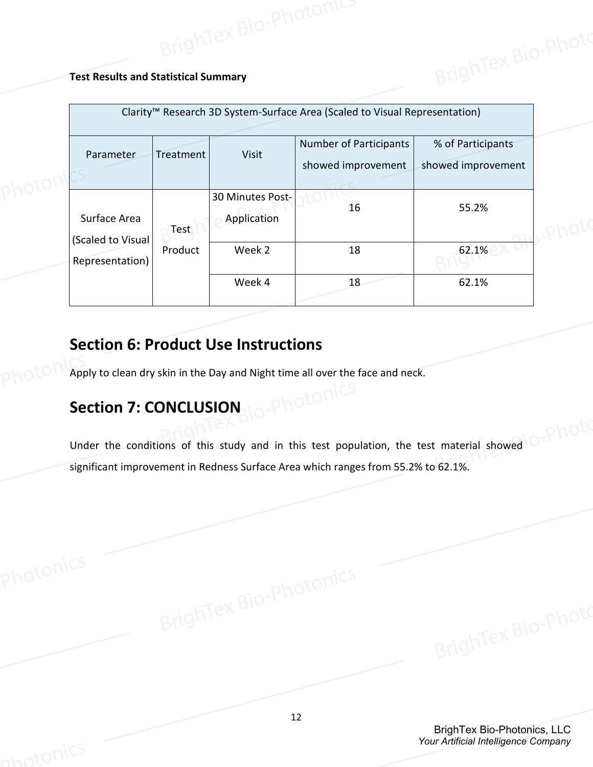**Test Results and Statistical Summary**

| Clarity™ Research 3D System-Surface Area (Scaled to Visual Representation) | | | | |
|---|---|---|---|---|
| Parameter | Treatment | Visit | Number of Participants showed improvement | % of Participants showed improvement |
| Surface Area (Scaled to Visual Representation) | Test Product | 30 Minutes Post-Application | 16 | 55.2% |
| | | Week 2 | 18 | 62.1% |
| | | Week 4 | 18 | 62.1% |

## Section 6: Product Use Instructions

Apply to clean dry skin in the Day and Night time all over the face and neck.

## Section 7: CONCLUSION

Under the conditions of this study and in this test population, the test material showed significant improvement in Redness Surface Area which ranges from 55.2% to 62.1%.